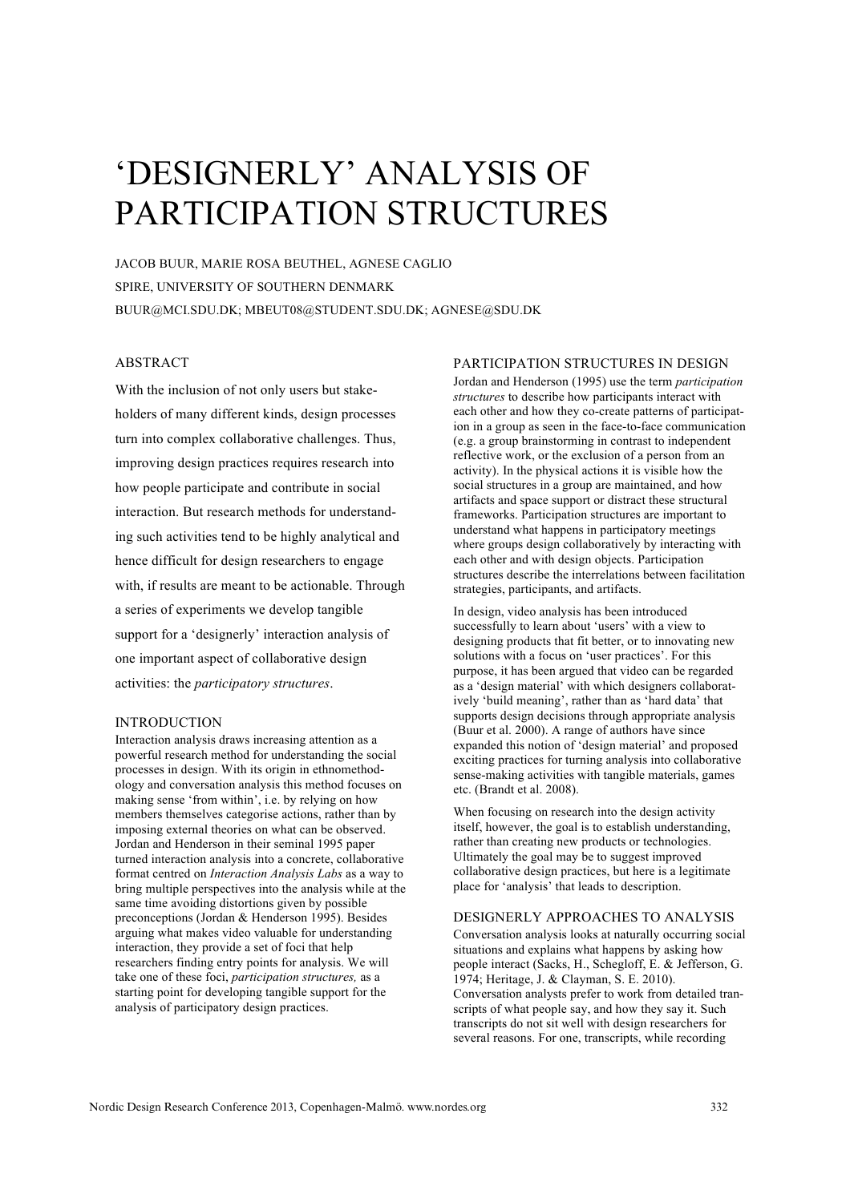# 'DESIGNERLY' ANALYSIS OF PARTICIPATION STRUCTURES

JACOB BUUR, MARIE ROSA BEUTHEL, AGNESE CAGLIO

SPIRE, UNIVERSITY OF SOUTHERN DENMARK

BUUR@MCI.SDU.DK; MBEUT08@STUDENT.SDU.DK; AGNESE@SDU.DK

## ABSTRACT

With the inclusion of not only users but stakeholders of many different kinds, design processes turn into complex collaborative challenges. Thus, improving design practices requires research into how people participate and contribute in social interaction. But research methods for understanding such activities tend to be highly analytical and hence difficult for design researchers to engage with, if results are meant to be actionable. Through a series of experiments we develop tangible support for a 'designerly' interaction analysis of one important aspect of collaborative design activities: the *participatory structures*.

## INTRODUCTION

Interaction analysis draws increasing attention as a powerful research method for understanding the social processes in design. With its origin in ethnomethodology and conversation analysis this method focuses on making sense 'from within', i.e. by relying on how members themselves categorise actions, rather than by imposing external theories on what can be observed. Jordan and Henderson in their seminal 1995 paper turned interaction analysis into a concrete, collaborative format centred on *Interaction Analysis Labs* as a way to bring multiple perspectives into the analysis while at the same time avoiding distortions given by possible preconceptions (Jordan & Henderson 1995). Besides arguing what makes video valuable for understanding interaction, they provide a set of foci that help researchers finding entry points for analysis. We will take one of these foci, *participation structures,* as a starting point for developing tangible support for the analysis of participatory design practices.

## PARTICIPATION STRUCTURES IN DESIGN

Jordan and Henderson (1995) use the term *participation structures* to describe how participants interact with each other and how they co-create patterns of participation in a group as seen in the face-to-face communication (e.g. a group brainstorming in contrast to independent reflective work, or the exclusion of a person from an activity). In the physical actions it is visible how the social structures in a group are maintained, and how artifacts and space support or distract these structural frameworks. Participation structures are important to understand what happens in participatory meetings where groups design collaboratively by interacting with each other and with design objects. Participation structures describe the interrelations between facilitation strategies, participants, and artifacts.

In design, video analysis has been introduced successfully to learn about 'users' with a view to designing products that fit better, or to innovating new solutions with a focus on 'user practices'. For this purpose, it has been argued that video can be regarded as a 'design material' with which designers collaboratively 'build meaning', rather than as 'hard data' that supports design decisions through appropriate analysis (Buur et al. 2000). A range of authors have since expanded this notion of 'design material' and proposed exciting practices for turning analysis into collaborative sense-making activities with tangible materials, games etc. (Brandt et al. 2008).

When focusing on research into the design activity itself, however, the goal is to establish understanding, rather than creating new products or technologies. Ultimately the goal may be to suggest improved collaborative design practices, but here is a legitimate place for 'analysis' that leads to description.

## DESIGNERLY APPROACHES TO ANALYSIS

Conversation analysis looks at naturally occurring social situations and explains what happens by asking how people interact (Sacks, H., Schegloff, E. & Jefferson, G. 1974; Heritage, J. & Clayman, S. E. 2010). Conversation analysts prefer to work from detailed transcripts of what people say, and how they say it. Such transcripts do not sit well with design researchers for several reasons. For one, transcripts, while recording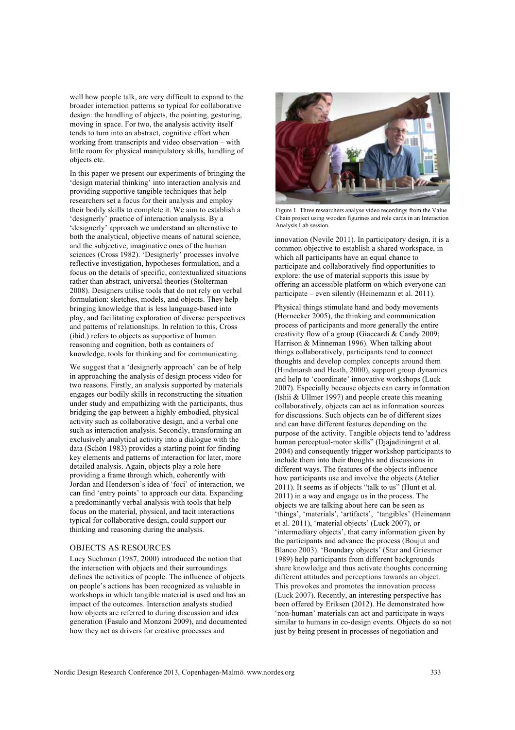well how people talk, are very difficult to expand to the broader interaction patterns so typical for collaborative design: the handling of objects, the pointing, gesturing, moving in space. For two, the analysis activity itself tends to turn into an abstract, cognitive effort when working from transcripts and video observation – with little room for physical manipulatory skills, handling of objects etc.

In this paper we present our experiments of bringing the 'design material thinking' into interaction analysis and providing supportive tangible techniques that help researchers set a focus for their analysis and employ their bodily skills to complete it. We aim to establish a 'designerly' practice of interaction analysis. By a 'designerly' approach we understand an alternative to both the analytical, objective means of natural science, and the subjective, imaginative ones of the human sciences (Cross 1982). 'Designerly' processes involve reflective investigation, hypotheses formulation, and a focus on the details of specific, contextualized situations rather than abstract, universal theories (Stolterman 2008). Designers utilise tools that do not rely on verbal formulation: sketches, models, and objects. They help bringing knowledge that is less language-based into play, and facilitating exploration of diverse perspectives and patterns of relationships. In relation to this, Cross (ibid.) refers to objects as supportive of human reasoning and cognition, both as containers of knowledge, tools for thinking and for communicating.

We suggest that a 'designerly approach' can be of help in approaching the analysis of design process video for two reasons. Firstly, an analysis supported by materials engages our bodily skills in reconstructing the situation under study and empathizing with the participants, thus bridging the gap between a highly embodied, physical activity such as collaborative design, and a verbal one such as interaction analysis. Secondly, transforming an exclusively analytical activity into a dialogue with the data (Schön 1983) provides a starting point for finding key elements and patterns of interaction for later, more detailed analysis. Again, objects play a role here providing a frame through which, coherently with Jordan and Henderson's idea of 'foci' of interaction, we can find 'entry points' to approach our data. Expanding a predominantly verbal analysis with tools that help focus on the material, physical, and tacit interactions typical for collaborative design, could support our thinking and reasoning during the analysis.

## OBJECTS AS RESOURCES

Lucy Suchman (1987, 2000) introduced the notion that the interaction with objects and their surroundings defines the activities of people. The influence of objects on people's actions has been recognized as valuable in workshops in which tangible material is used and has an impact of the outcomes. Interaction analysts studied how objects are referred to during discussion and idea generation (Fasulo and Monzoni 2009), and documented how they act as drivers for creative processes and innovation (Nevile 2011). In participatory design, it is a common objective to establish a shared workspace, in which all participants have an equal chance to participate and collaboratively find opportunities to explore: the use of material supports this issue by offering an accessible platform on which everyone can participate – even silently (Heinemann et al. 2011).

Figure 1. Three researchers analyse video recordings from the Value Chain project using wooden figurines and role cards in an Interaction Analysis Lab session.

Physical things stimulate hand and body movements (Hornecker 2005), the thinking and communication process of participants and more generally the entire creativity flow of a group (Giaccardi & Candy 2009; Harrison & Minneman 1996). When talking about things collaboratively, participants tend to connect thoughts and develop complex concepts around them (Hindmarsh and Heath, 2000), support group dynamics and help to 'coordinate' innovative workshops (Luck 2007). Especially because objects can carry information (Ishii & Ullmer 1997) and people create this meaning collaboratively, objects can act as information sources for discussions. Such objects can be of different sizes and can have different features depending on the purpose of the activity. Tangible objects tend to 'address human perceptual-motor skills" (Djajadiningrat et al. 2004) and consequently trigger workshop participants to include them into their thoughts and discussions in different ways. The features of the objects influence how participants use and involve the objects (Atelier 2011). It seems as if objects "talk to us" (Hunt et al. 2011) in a way and engage us in the process. The objects we are talking about here can be seen as 'things', 'materials', 'artifacts', 'tangibles' (Heinemann et al. 2011), 'material objects' (Luck 2007), or 'intermediary objects', that carry information given by the participants and advance the process (Boujut and Blanco 2003). 'Boundary objects' (Star and Griesmer 1989) help participants from different backgrounds share knowledge and thus activate thoughts concerning different attitudes and perceptions towards an object. This provokes and promotes the innovation process (Luck 2007). Recently, an interesting perspective has been offered by Eriksen (2012). He demonstrated how 'non-human' materials can act and participate in ways similar to humans in co-design events. Objects do so not just by being present in processes of negotiation and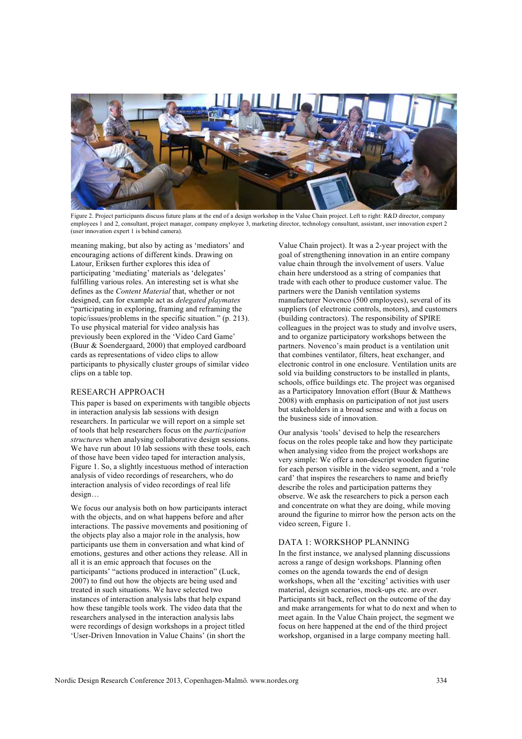Figure 2. Project participants discuss future plans at the end of a design workshop in the Value Chain project. Left to right: R&D director, company employees 1 and 2, consultant, project manager, company employee 3, marketing director, technology consultant, assistant, user innovation expert 2 (user innovation expert 1 is behind camera).

meaning making, but also by acting as 'mediators' and encouraging actions of different kinds. Drawing on Latour, Eriksen further explores this idea of participating 'mediating' materials as 'delegates' fulfilling various roles. An interesting set is what she defines as the *Content Material* that, whether or not designed, can for example act as *delegated playmates* "participating in exploring, framing and reframing the topic/issues/problems in the specific situation." (p. 213). To use physical material for video analysis has previously been explored in the 'Video Card Game' (Buur & Soendergaard, 2000) that employed cardboard cards as representations of video clips to allow participants to physically cluster groups of similar video clips on a table top.

## RESEARCH APPROACH

This paper is based on experiments with tangible objects in interaction analysis lab sessions with design researchers. In particular we will report on a simple set of tools that help researchers focus on the *participation structures* when analysing collaborative design sessions. We have run about 10 lab sessions with these tools, each of those have been video taped for interaction analysis, Figure 1. So, a slightly incestuous method of interaction analysis of video recordings of researchers, who do interaction analysis of video recordings of real life design…

We focus our analysis both on how participants interact with the objects, and on what happens before and after interactions. The passive movements and positioning of the objects play also a major role in the analysis, how participants use them in conversation and what kind of emotions, gestures and other actions they release. All in all it is an emic approach that focuses on the participants' "actions produced in interaction" (Luck, 2007) to find out how the objects are being used and treated in such situations. We have selected two instances of interaction analysis labs that help expand how these tangible tools work. The video data that the researchers analysed in the interaction analysis labs were recordings of design workshops in a project titled 'User-Driven Innovation in Value Chains' (in short the Value Chain project). It was a 2-year project with the goal of strengthening innovation in an entire company value chain through the involvement of users. Value chain here understood as a string of companies that trade with each other to produce customer value. The partners were the Danish ventilation systems manufacturer Novenco (500 employees), several of its suppliers (of electronic controls, motors), and customers (building contractors). The responsibility of SPIRE colleagues in the project was to study and involve users, and to organize participatory workshops between the partners. Novenco's main product is a ventilation unit that combines ventilator, filters, heat exchanger, and electronic control in one enclosure. Ventilation units are sold via building constructors to be installed in plants, schools, office buildings etc. The project was organised as a Participatory Innovation effort (Buur & Matthews 2008) with emphasis on participation of not just users but stakeholders in a broad sense and with a focus on the business side of innovation.

Our analysis 'tools' devised to help the researchers focus on the roles people take and how they participate when analysing video from the project workshops are very simple: We offer a non-descript wooden figurine for each person visible in the video segment, and a 'role card' that inspires the researchers to name and briefly describe the roles and participation patterns they observe. We ask the researchers to pick a person each and concentrate on what they are doing, while moving around the figurine to mirror how the person acts on the video screen, Figure 1.

## DATA 1: WORKSHOP PLANNING

In the first instance, we analysed planning discussions across a range of design workshops. Planning often comes on the agenda towards the end of design workshops, when all the 'exciting' activities with user material, design scenarios, mock-ups etc. are over. Participants sit back, reflect on the outcome of the day and make arrangements for what to do next and when to meet again. In the Value Chain project, the segment we focus on here happened at the end of the third project workshop, organised in a large company meeting hall.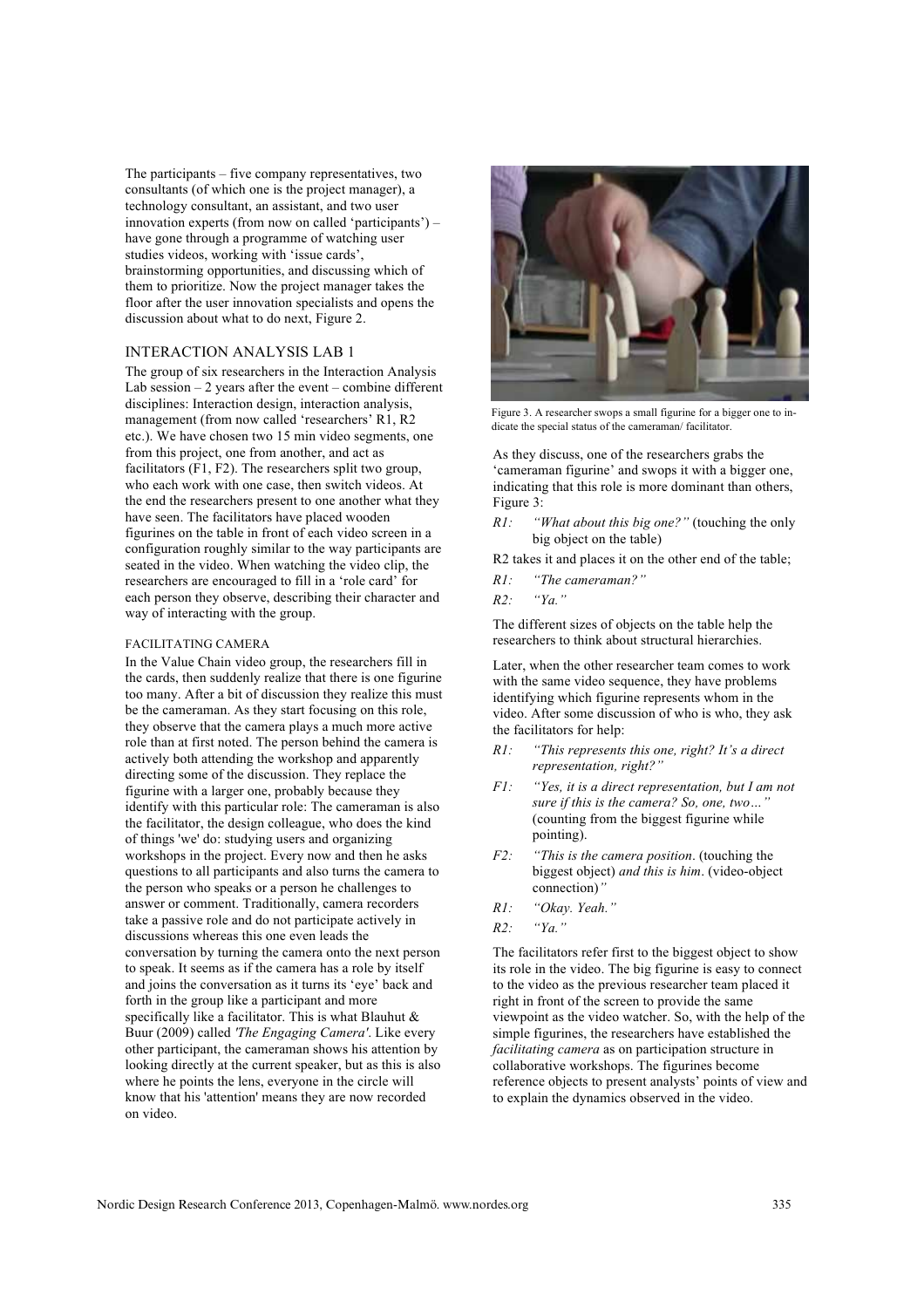The participants – five company representatives, two consultants (of which one is the project manager), a technology consultant, an assistant, and two user innovation experts (from now on called 'participants') – have gone through a programme of watching user studies videos, working with 'issue cards', brainstorming opportunities, and discussing which of them to prioritize. Now the project manager takes the floor after the user innovation specialists and opens the discussion about what to do next, Figure 2.

## INTERACTION ANALYSIS LAB 1

The group of six researchers in the Interaction Analysis Lab session – 2 years after the event – combine different disciplines: Interaction design, interaction analysis, management (from now called 'researchers' R1, R2 etc.). We have chosen two 15 min video segments, one from this project, one from another, and act as facilitators (F1, F2). The researchers split two group, who each work with one case, then switch videos. At the end the researchers present to one another what they have seen. The facilitators have placed wooden figurines on the table in front of each video screen in a configuration roughly similar to the way participants are seated in the video. When watching the video clip, the researchers are encouraged to fill in a 'role card' for each person they observe, describing their character and way of interacting with the group.

### FACILITATING CAMERA

In the Value Chain video group, the researchers fill in the cards, then suddenly realize that there is one figurine too many. After a bit of discussion they realize this must be the cameraman. As they start focusing on this role, they observe that the camera plays a much more active role than at first noted. The person behind the camera is actively both attending the workshop and apparently directing some of the discussion. They replace the figurine with a larger one, probably because they identify with this particular role: The cameraman is also the facilitator, the design colleague, who does the kind of things 'we' do: studying users and organizing workshops in the project. Every now and then he asks questions to all participants and also turns the camera to the person who speaks or a person he challenges to answer or comment. Traditionally, camera recorders take a passive role and do not participate actively in discussions whereas this one even leads the conversation by turning the camera onto the next person to speak. It seems as if the camera has a role by itself and joins the conversation as it turns its 'eye' back and forth in the group like a participant and more specifically like a facilitator. This is what Blauhut & Buur (2009) called *'The Engaging Camera'*. Like every other participant, the cameraman shows his attention by looking directly at the current speaker, but as this is also where he points the lens, everyone in the circle will know that his 'attention' means they are now recorded on video.

Figure 3. A researcher swops a small figurine for a bigger one to indicate the special status of the cameraman/ facilitator.

As they discuss, one of the researchers grabs the 'cameraman figurine' and swops it with a bigger one, indicating that this role is more dominant than others, Figure 3:

*R1:* *"What about this big one?"* (touching the only big object on the table)

R2 takes it and places it on the other end of the table;

*R1:* *"The cameraman?"*

*R2:* *"Ya."*

The different sizes of objects on the table help the researchers to think about structural hierarchies.

Later, when the other researcher team comes to work with the same video sequence, they have problems identifying which figurine represents whom in the video. After some discussion of who is who, they ask the facilitators for help:

*R1:* *"This represents this one, right? It's a direct representation, right?"*

*F1:* *"Yes, it is a direct representation, but I am not sure if this is the camera? So, one, two…"* (counting from the biggest figurine while pointing).

*F2:* *"This is the camera position*. (touching the biggest object) *and this is him*. (video-object connection)*"*

*R1:* *"Okay. Yeah."*

*R2:* *"Ya."*

The facilitators refer first to the biggest object to show its role in the video. The big figurine is easy to connect to the video as the previous researcher team placed it right in front of the screen to provide the same viewpoint as the video watcher. So, with the help of the simple figurines, the researchers have established the *facilitating camera* as on participation structure in collaborative workshops. The figurines become reference objects to present analysts' points of view and to explain the dynamics observed in the video.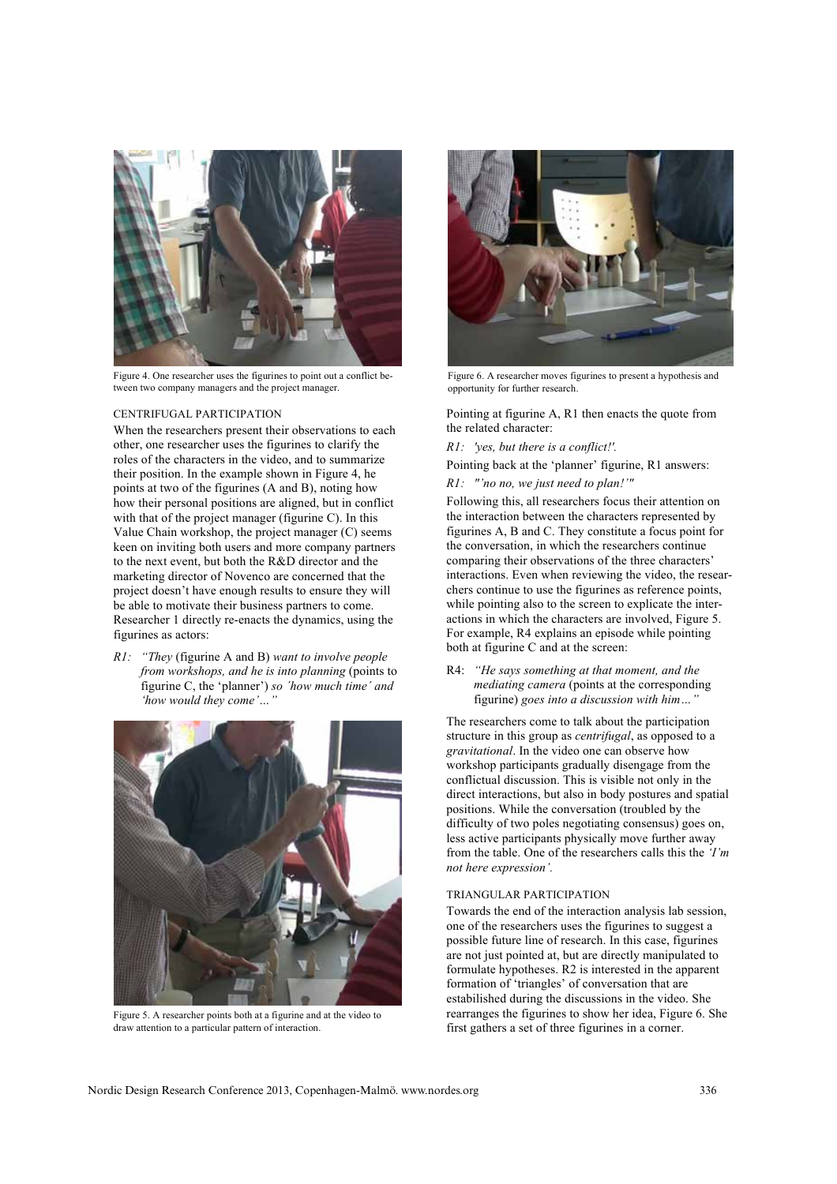Figure 4. One researcher uses the figurines to point out a conflict between two company managers and the project manager.

### CENTRIFUGAL PARTICIPATION

When the researchers present their observations to each other, one researcher uses the figurines to clarify the roles of the characters in the video, and to summarize their position. In the example shown in Figure 4, he points at two of the figurines (A and B), noting how their personal positions are aligned, but in conflict with that of the project manager (figurine C). In this Value Chain workshop, the project manager (C) seems keen on inviting both users and more company partners to the next event, but both the R&D director and the marketing director of Novenco are concerned that the project doesn't have enough results to ensure they will be able to motivate their business partners to come. Researcher 1 directly re-enacts the dynamics, using the figurines as actors:

R1: *"They* (figurine A and B) *want to involve people from workshops, and he is into planning* (points to figurine C, the 'planner') *so 'how much time' and 'how would they come'…"*

Figure 5. A researcher points both at a figurine and at the video to draw attention to a particular pattern of interaction.

Figure 6. A researcher moves figurines to present a hypothesis and opportunity for further research.

Pointing at figurine A, R1 then enacts the quote from the related character:

R1: *'yes, but there is a conflict!'.*

Pointing back at the 'planner' figurine, R1 answers:

R1: *"'no no, we just need to plan!'"*

Following this, all researchers focus their attention on the interaction between the characters represented by figurines A, B and C. They constitute a focus point for the conversation, in which the researchers continue comparing their observations of the three characters' interactions. Even when reviewing the video, the researchers continue to use the figurines as reference points, while pointing also to the screen to explicate the interactions in which the characters are involved, Figure 5. For example, R4 explains an episode while pointing both at figurine C and at the screen:

R4: *"He says something at that moment, and the mediating camera* (points at the corresponding figurine) *goes into a discussion with him…"*

The researchers come to talk about the participation structure in this group as *centrifugal*, as opposed to a *gravitational*. In the video one can observe how workshop participants gradually disengage from the conflictual discussion. This is visible not only in the direct interactions, but also in body postures and spatial positions. While the conversation (troubled by the difficulty of two poles negotiating consensus) goes on, less active participants physically move further away from the table. One of the researchers calls this the *'I'm not here expression'.*

### TRIANGULAR PARTICIPATION

Towards the end of the interaction analysis lab session, one of the researchers uses the figurines to suggest a possible future line of research. In this case, figurines are not just pointed at, but are directly manipulated to formulate hypotheses. R2 is interested in the apparent formation of 'triangles' of conversation that are estabilished during the discussions in the video. She rearranges the figurines to show her idea, Figure 6. She first gathers a set of three figurines in a corner.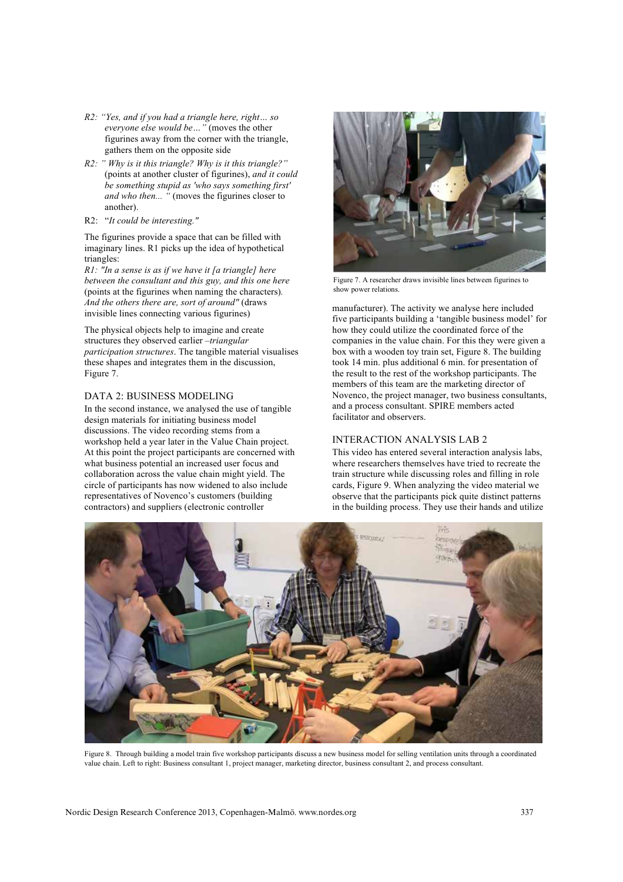R2: *"Yes, and if you had a triangle here, right… so everyone else would be…"* (moves the other figurines away from the corner with the triangle, gathers them on the opposite side

R2: *" Why is it this triangle? Why is it this triangle?"* (points at another cluster of figurines), *and it could be something stupid as 'who says something first' and who then... "* (moves the figurines closer to another).

R2: "*It could be interesting."*

The figurines provide a space that can be filled with imaginary lines. R1 picks up the idea of hypothetical triangles:

*R1: "In a sense is as if we have it [a triangle] here between the consultant and this guy, and this one here* (points at the figurines when naming the characters). *And the others there are, sort of around"* (draws invisible lines connecting various figurines)

The physical objects help to imagine and create structures they observed earlier *–triangular participation structures*. The tangible material visualises these shapes and integrates them in the discussion, Figure 7.

Figure 7. A researcher draws invisible lines between figurines to show power relations.

## DATA 2: BUSINESS MODELING

In the second instance, we analysed the use of tangible design materials for initiating business model discussions. The video recording stems from a workshop held a year later in the Value Chain project. At this point the project participants are concerned with what business potential an increased user focus and collaboration across the value chain might yield. The circle of participants has now widened to also include representatives of Novenco's customers (building contractors) and suppliers (electronic controller manufacturer). The activity we analyse here included five participants building a 'tangible business model' for how they could utilize the coordinated force of the companies in the value chain. For this they were given a box with a wooden toy train set, Figure 8. The building took 14 min. plus additional 6 min. for presentation of the result to the rest of the workshop participants. The members of this team are the marketing director of Novenco, the project manager, two business consultants, and a process consultant. SPIRE members acted facilitator and observers.

## INTERACTION ANALYSIS LAB 2

This video has entered several interaction analysis labs, where researchers themselves have tried to recreate the train structure while discussing roles and filling in role cards, Figure 9. When analyzing the video material we observe that the participants pick quite distinct patterns in the building process. They use their hands and utilize

Figure 8. Through building a model train five workshop participants discuss a new business model for selling ventilation units through a coordinated value chain. Left to right: Business consultant 1, project manager, marketing director, business consultant 2, and process consultant.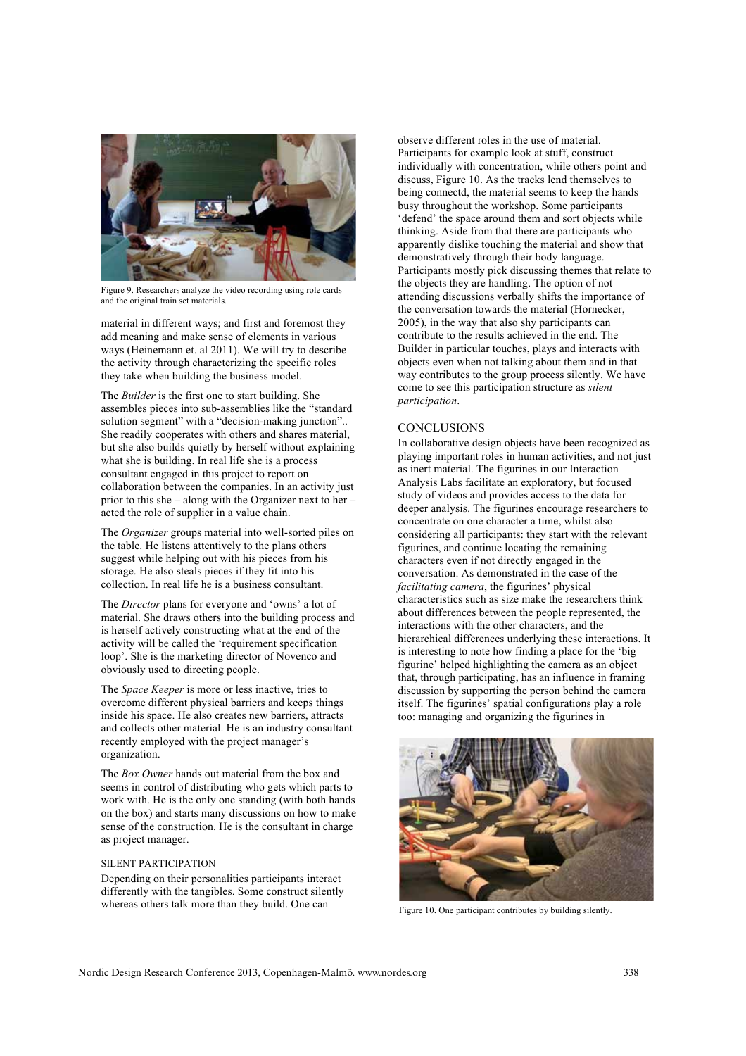Figure 9. Researchers analyze the video recording using role cards and the original train set materials.

material in different ways; and first and foremost they add meaning and make sense of elements in various ways (Heinemann et. al 2011). We will try to describe the activity through characterizing the specific roles they take when building the business model.

The *Builder* is the first one to start building. She assembles pieces into sub-assemblies like the "standard solution segment" with a "decision-making junction".. She readily cooperates with others and shares material, but she also builds quietly by herself without explaining what she is building. In real life she is a process consultant engaged in this project to report on collaboration between the companies. In an activity just prior to this she – along with the Organizer next to her – acted the role of supplier in a value chain.

The *Organizer* groups material into well-sorted piles on the table. He listens attentively to the plans others suggest while helping out with his pieces from his storage. He also steals pieces if they fit into his collection. In real life he is a business consultant.

The *Director* plans for everyone and 'owns' a lot of material. She draws others into the building process and is herself actively constructing what at the end of the activity will be called the 'requirement specification loop'. She is the marketing director of Novenco and obviously used to directing people.

The *Space Keeper* is more or less inactive, tries to overcome different physical barriers and keeps things inside his space. He also creates new barriers, attracts and collects other material. He is an industry consultant recently employed with the project manager's organization.

The *Box Owner* hands out material from the box and seems in control of distributing who gets which parts to work with. He is the only one standing (with both hands on the box) and starts many discussions on how to make sense of the construction. He is the consultant in charge as project manager.

### SILENT PARTICIPATION

Depending on their personalities participants interact differently with the tangibles. Some construct silently whereas others talk more than they build. One can observe different roles in the use of material. Participants for example look at stuff, construct individually with concentration, while others point and discuss, Figure 10. As the tracks lend themselves to being connectd, the material seems to keep the hands busy throughout the workshop. Some participants 'defend' the space around them and sort objects while thinking. Aside from that there are participants who apparently dislike touching the material and show that demonstratively through their body language. Participants mostly pick discussing themes that relate to the objects they are handling. The option of not attending discussions verbally shifts the importance of the conversation towards the material (Hornecker, 2005), in the way that also shy participants can contribute to the results achieved in the end. The Builder in particular touches, plays and interacts with objects even when not talking about them and in that way contributes to the group process silently. We have come to see this participation structure as *silent participation*.

## CONCLUSIONS

In collaborative design objects have been recognized as playing important roles in human activities, and not just as inert material. The figurines in our Interaction Analysis Labs facilitate an exploratory, but focused study of videos and provides access to the data for deeper analysis. The figurines encourage researchers to concentrate on one character a time, whilst also considering all participants: they start with the relevant figurines, and continue locating the remaining characters even if not directly engaged in the conversation. As demonstrated in the case of the *facilitating camera*, the figurines' physical characteristics such as size make the researchers think about differences between the people represented, the interactions with the other characters, and the hierarchical differences underlying these interactions. It is interesting to note how finding a place for the 'big figurine' helped highlighting the camera as an object that, through participating, has an influence in framing discussion by supporting the person behind the camera itself. The figurines' spatial configurations play a role too: managing and organizing the figurines in

Figure 10. One participant contributes by building silently.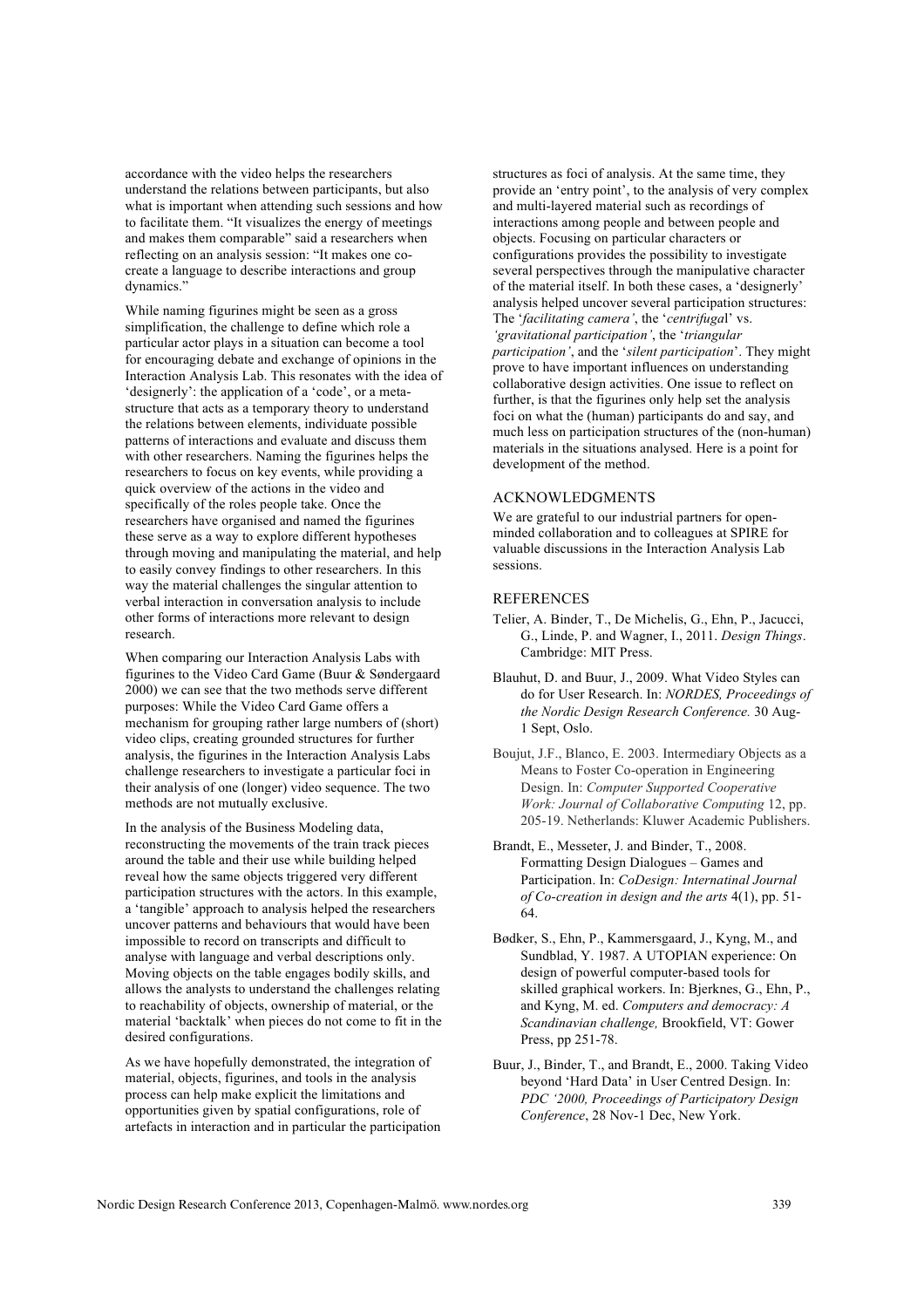accordance with the video helps the researchers understand the relations between participants, but also what is important when attending such sessions and how to facilitate them. "It visualizes the energy of meetings and makes them comparable" said a researchers when reflecting on an analysis session: "It makes one co-create a language to describe interactions and group dynamics."

While naming figurines might be seen as a gross simplification, the challenge to define which role a particular actor plays in a situation can become a tool for encouraging debate and exchange of opinions in the Interaction Analysis Lab. This resonates with the idea of 'designerly': the application of a 'code', or a meta-structure that acts as a temporary theory to understand the relations between elements, individuate possible patterns of interactions and evaluate and discuss them with other researchers. Naming the figurines helps the researchers to focus on key events, while providing a quick overview of the actions in the video and specifically of the roles people take. Once the researchers have organised and named the figurines these serve as a way to explore different hypotheses through moving and manipulating the material, and help to easily convey findings to other researchers. In this way the material challenges the singular attention to verbal interaction in conversation analysis to include other forms of interactions more relevant to design research.

When comparing our Interaction Analysis Labs with figurines to the Video Card Game (Buur & Søndergaard 2000) we can see that the two methods serve different purposes: While the Video Card Game offers a mechanism for grouping rather large numbers of (short) video clips, creating grounded structures for further analysis, the figurines in the Interaction Analysis Labs challenge researchers to investigate a particular foci in their analysis of one (longer) video sequence. The two methods are not mutually exclusive.

In the analysis of the Business Modeling data, reconstructing the movements of the train track pieces around the table and their use while building helped reveal how the same objects triggered very different participation structures with the actors. In this example, a 'tangible' approach to analysis helped the researchers uncover patterns and behaviours that would have been impossible to record on transcripts and difficult to analyse with language and verbal descriptions only. Moving objects on the table engages bodily skills, and allows the analysts to understand the challenges relating to reachability of objects, ownership of material, or the material 'backtalk' when pieces do not come to fit in the desired configurations.

As we have hopefully demonstrated, the integration of material, objects, figurines, and tools in the analysis process can help make explicit the limitations and opportunities given by spatial configurations, role of artefacts in interaction and in particular the participation structures as foci of analysis. At the same time, they provide an 'entry point', to the analysis of very complex and multi-layered material such as recordings of interactions among people and between people and objects. Focusing on particular characters or configurations provides the possibility to investigate several perspectives through the manipulative character of the material itself. In both these cases, a 'designerly' analysis helped uncover several participation structures: The '*facilitating camera'*, the '*centrifugal*' vs. *'gravitational participation'*, the '*triangular participation'*, and the '*silent participation*'. They might prove to have important influences on understanding collaborative design activities. One issue to reflect on further, is that the figurines only help set the analysis foci on what the (human) participants do and say, and much less on participation structures of the (non-human) materials in the situations analysed. Here is a point for development of the method.

## ACKNOWLEDGMENTS

We are grateful to our industrial partners for open-minded collaboration and to colleagues at SPIRE for valuable discussions in the Interaction Analysis Lab sessions.

## REFERENCES

Telier, A. Binder, T., De Michelis, G., Ehn, P., Jacucci, G., Linde, P. and Wagner, I., 2011. *Design Things*. Cambridge: MIT Press.

Blauhut, D. and Buur, J., 2009. What Video Styles can do for User Research. In: *NORDES, Proceedings of the Nordic Design Research Conference.* 30 Aug-1 Sept, Oslo.

Boujut, J.F., Blanco, E. 2003. Intermediary Objects as a Means to Foster Co-operation in Engineering Design. In: *Computer Supported Cooperative Work: Journal of Collaborative Computing* 12, pp. 205-19. Netherlands: Kluwer Academic Publishers.

Brandt, E., Messeter, J. and Binder, T., 2008. Formatting Design Dialogues – Games and Participation. In: *CoDesign: Internatinal Journal of Co-creation in design and the arts* 4(1), pp. 51-64.

Bødker, S., Ehn, P., Kammersgaard, J., Kyng, M., and Sundblad, Y. 1987. A UTOPIAN experience: On design of powerful computer-based tools for skilled graphical workers. In: Bjerknes, G., Ehn, P., and Kyng, M. ed. *Computers and democracy: A Scandinavian challenge,* Brookfield, VT: Gower Press, pp 251-78.

Buur, J., Binder, T., and Brandt, E., 2000. Taking Video beyond 'Hard Data' in User Centred Design. In: *PDC '2000, Proceedings of Participatory Design Conference*, 28 Nov-1 Dec, New York.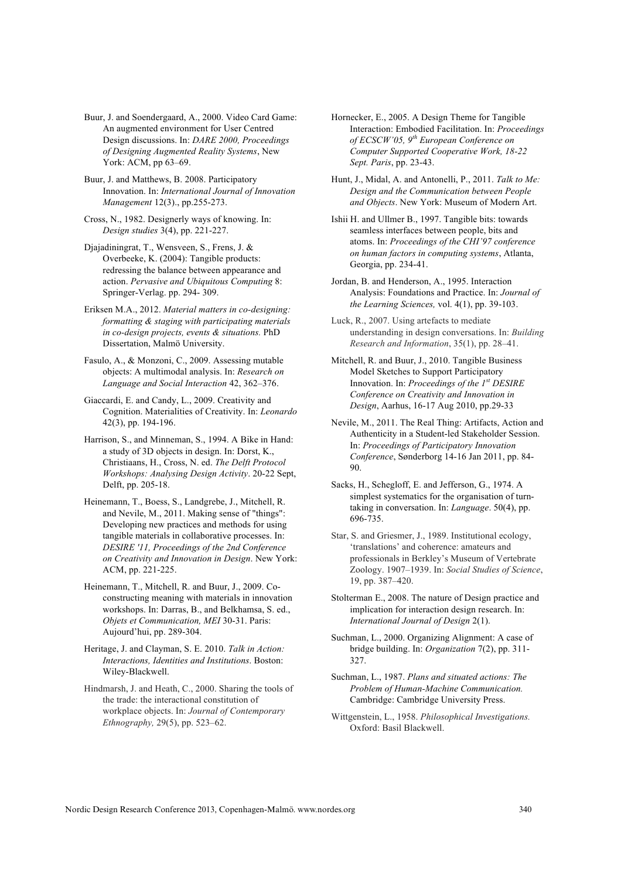Buur, J. and Soendergaard, A., 2000. Video Card Game: An augmented environment for User Centred Design discussions. In: *DARE 2000, Proceedings of Designing Augmented Reality Systems*, New York: ACM, pp 63–69.

Buur, J. and Matthews, B. 2008. Participatory Innovation. In: *International Journal of Innovation Management* 12(3)., pp.255-273.

Cross, N., 1982. Designerly ways of knowing. In: *Design studies* 3(4), pp. 221-227.

Djajadiningrat, T., Wensveen, S., Frens, J. & Overbeeke, K. (2004): Tangible products: redressing the balance between appearance and action. *Pervasive and Ubiquitous Computing* 8: Springer-Verlag. pp. 294- 309.

Eriksen M.A., 2012. *Material matters in co-designing: formatting & staging with participating materials in co-design projects, events & situations.* PhD Dissertation, Malmö University.

Fasulo, A., & Monzoni, C., 2009. Assessing mutable objects: A multimodal analysis. In: *Research on Language and Social Interaction* 42, 362–376.

Giaccardi, E. and Candy, L., 2009. Creativity and Cognition. Materialities of Creativity. In: *Leonardo* 42(3), pp. 194-196.

Harrison, S., and Minneman, S., 1994. A Bike in Hand: a study of 3D objects in design. In: Dorst, K., Christiaans, H., Cross, N. ed. *The Delft Protocol Workshops: Analysing Design Activity*. 20-22 Sept, Delft, pp. 205-18.

Heinemann, T., Boess, S., Landgrebe, J., Mitchell, R. and Nevile, M., 2011. Making sense of "things": Developing new practices and methods for using tangible materials in collaborative processes. In: *DESIRE '11, Proceedings of the 2nd Conference on Creativity and Innovation in Design*. New York: ACM, pp. 221-225.

Heinemann, T., Mitchell, R. and Buur, J., 2009. Co-constructing meaning with materials in innovation workshops. In: Darras, B., and Belkhamsa, S. ed., *Objets et Communication, MEI* 30-31. Paris: Aujourd'hui, pp. 289-304.

Heritage, J. and Clayman, S. E. 2010. *Talk in Action: Interactions, Identities and Institutions*. Boston: Wiley-Blackwell.

Hindmarsh, J. and Heath, C., 2000. Sharing the tools of the trade: the interactional constitution of workplace objects. In: *Journal of Contemporary Ethnography,* 29(5), pp. 523–62.

Hornecker, E., 2005. A Design Theme for Tangible Interaction: Embodied Facilitation. In: *Proceedings of ECSCW'05, 9th European Conference on Computer Supported Cooperative Work, 18-22 Sept. Paris*, pp. 23-43.

Hunt, J., Midal, A. and Antonelli, P., 2011. *Talk to Me: Design and the Communication between People and Objects*. New York: Museum of Modern Art.

Ishii H. and Ullmer B., 1997. Tangible bits: towards seamless interfaces between people, bits and atoms. In: *Proceedings of the CHI'97 conference on human factors in computing systems*, Atlanta, Georgia, pp. 234-41.

Jordan, B. and Henderson, A., 1995. Interaction Analysis: Foundations and Practice. In: *Journal of the Learning Sciences,* vol. 4(1), pp. 39-103.

Luck, R., 2007. Using artefacts to mediate understanding in design conversations. In: *Building Research and Information*, 35(1), pp. 28–41.

Mitchell, R. and Buur, J., 2010. Tangible Business Model Sketches to Support Participatory Innovation. In: *Proceedings of the 1st DESIRE Conference on Creativity and Innovation in Design*, Aarhus, 16-17 Aug 2010, pp.29-33

Nevile, M., 2011. The Real Thing: Artifacts, Action and Authenticity in a Student-led Stakeholder Session. In: *Proceedings of Participatory Innovation Conference*, Sønderborg 14-16 Jan 2011, pp. 84-90.

Sacks, H., Schegloff, E. and Jefferson, G., 1974. A simplest systematics for the organisation of turn-taking in conversation. In: *Language*. 50(4), pp. 696-735.

Star, S. and Griesmer, J., 1989. Institutional ecology, 'translations' and coherence: amateurs and professionals in Berkley's Museum of Vertebrate Zoology. 1907–1939. In: *Social Studies of Science*, 19, pp. 387–420.

Stolterman E., 2008. The nature of Design practice and implication for interaction design research. In: *International Journal of Design* 2(1).

Suchman, L., 2000. Organizing Alignment: A case of bridge building. In: *Organization* 7(2), pp. 311-327.

Suchman, L., 1987. *Plans and situated actions: The Problem of Human-Machine Communication.* Cambridge: Cambridge University Press.

Wittgenstein, L., 1958. *Philosophical Investigations.* Oxford: Basil Blackwell.